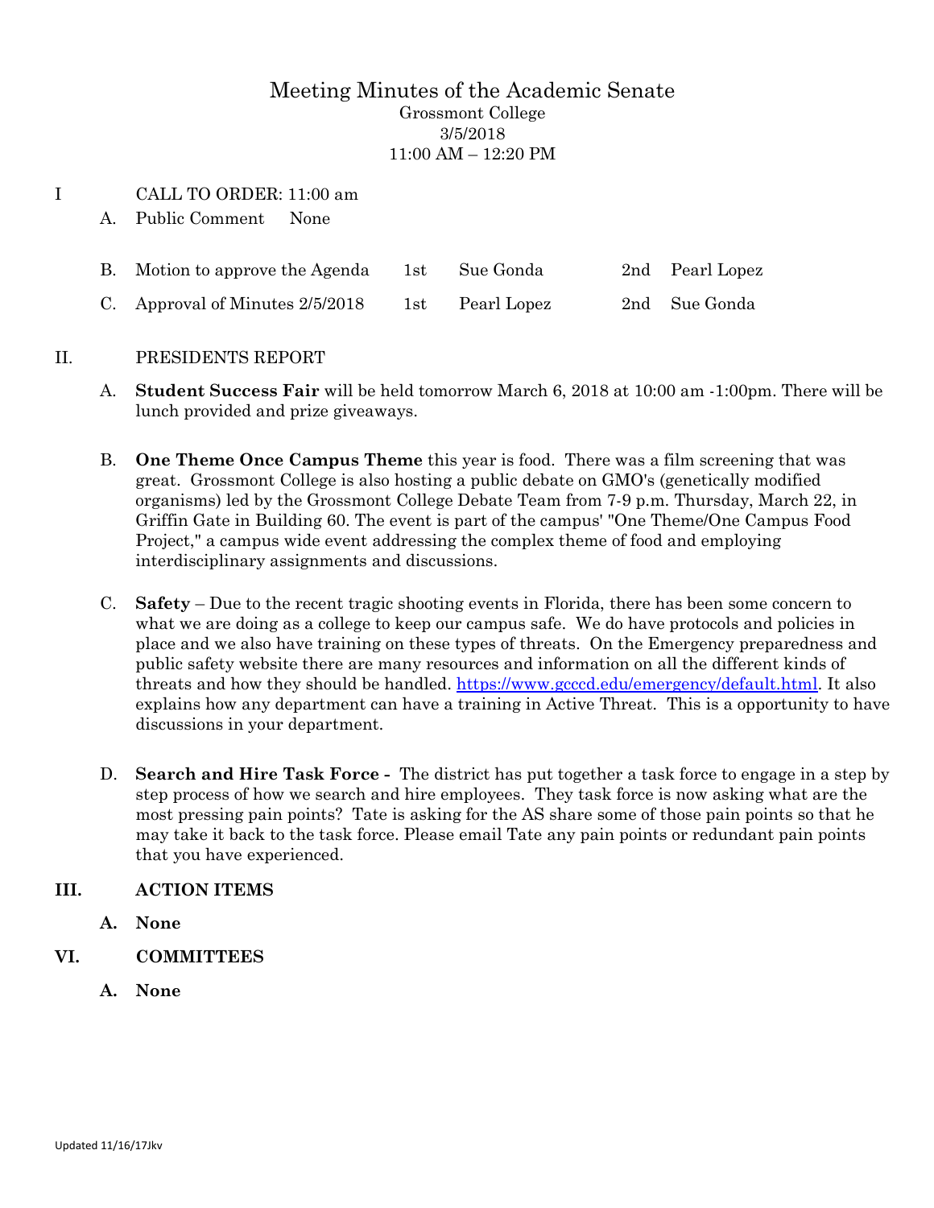# Meeting Minutes of the Academic Senate

Grossmont College
3/5/2018
11:00 AM – 12:20 PM

I CALL TO ORDER: 11:00 am

A. Public Comment None

| | | | | |
|---|---|---|---|---|
| B. Motion to approve the Agenda | 1st | Sue Gonda | 2nd | Pearl Lopez |
| C. Approval of Minutes 2/5/2018 | 1st | Pearl Lopez | 2nd | Sue Gonda |

II. PRESIDENTS REPORT

A. **Student Success Fair** will be held tomorrow March 6, 2018 at 10:00 am -1:00pm. There will be lunch provided and prize giveaways.

B. **One Theme Once Campus Theme** this year is food. There was a film screening that was great. Grossmont College is also hosting a public debate on GMO's (genetically modified organisms) led by the Grossmont College Debate Team from 7-9 p.m. Thursday, March 22, in Griffin Gate in Building 60. The event is part of the campus' "One Theme/One Campus Food Project," a campus wide event addressing the complex theme of food and employing interdisciplinary assignments and discussions.

C. **Safety** – Due to the recent tragic shooting events in Florida, there has been some concern to what we are doing as a college to keep our campus safe. We do have protocols and policies in place and we also have training on these types of threats. On the Emergency preparedness and public safety website there are many resources and information on all the different kinds of threats and how they should be handled. [https://www.gcccd.edu/emergency/default.html](https://www.gcccd.edu/emergency/default.html). It also explains how any department can have a training in Active Threat. This is a opportunity to have discussions in your department.

D. **Search and Hire Task Force -** The district has put together a task force to engage in a step by step process of how we search and hire employees. They task force is now asking what are the most pressing pain points? Tate is asking for the AS share some of those pain points so that he may take it back to the task force. Please email Tate any pain points or redundant pain points that you have experienced.

**III. ACTION ITEMS**

**A. None**

**VI. COMMITTEES**

**A. None**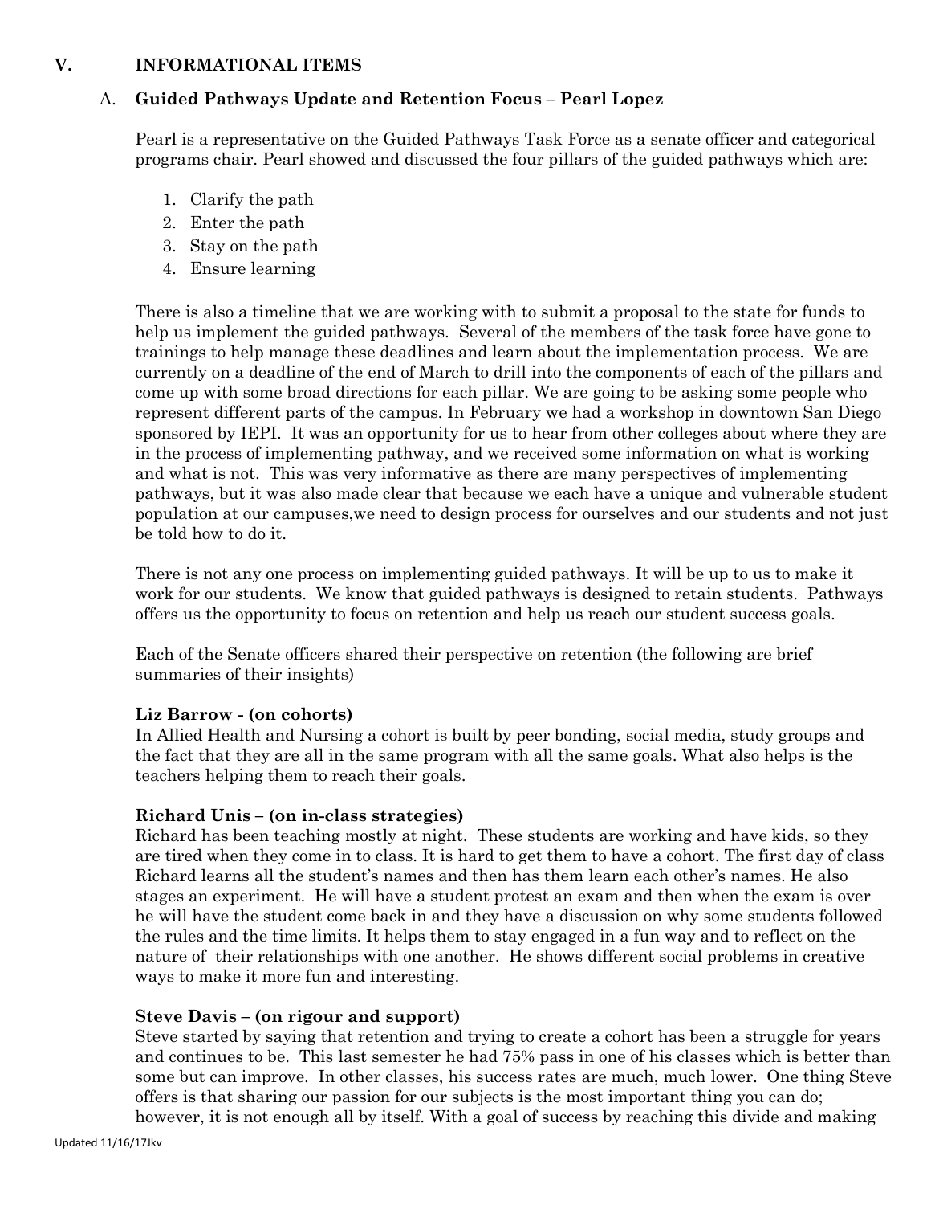## V. INFORMATIONAL ITEMS

### A. Guided Pathways Update and Retention Focus – Pearl Lopez

Pearl is a representative on the Guided Pathways Task Force as a senate officer and categorical programs chair. Pearl showed and discussed the four pillars of the guided pathways which are:

1. Clarify the path
2. Enter the path
3. Stay on the path
4. Ensure learning

There is also a timeline that we are working with to submit a proposal to the state for funds to help us implement the guided pathways. Several of the members of the task force have gone to trainings to help manage these deadlines and learn about the implementation process. We are currently on a deadline of the end of March to drill into the components of each of the pillars and come up with some broad directions for each pillar. We are going to be asking some people who represent different parts of the campus. In February we had a workshop in downtown San Diego sponsored by IEPI. It was an opportunity for us to hear from other colleges about where they are in the process of implementing pathway, and we received some information on what is working and what is not. This was very informative as there are many perspectives of implementing pathways, but it was also made clear that because we each have a unique and vulnerable student population at our campuses,we need to design process for ourselves and our students and not just be told how to do it.

There is not any one process on implementing guided pathways. It will be up to us to make it work for our students. We know that guided pathways is designed to retain students. Pathways offers us the opportunity to focus on retention and help us reach our student success goals.

Each of the Senate officers shared their perspective on retention (the following are brief summaries of their insights)

**Liz Barrow - (on cohorts)**
In Allied Health and Nursing a cohort is built by peer bonding, social media, study groups and the fact that they are all in the same program with all the same goals. What also helps is the teachers helping them to reach their goals.

**Richard Unis – (on in-class strategies)**
Richard has been teaching mostly at night. These students are working and have kids, so they are tired when they come in to class. It is hard to get them to have a cohort. The first day of class Richard learns all the student's names and then has them learn each other's names. He also stages an experiment. He will have a student protest an exam and then when the exam is over he will have the student come back in and they have a discussion on why some students followed the rules and the time limits. It helps them to stay engaged in a fun way and to reflect on the nature of their relationships with one another. He shows different social problems in creative ways to make it more fun and interesting.

**Steve Davis – (on rigour and support)**
Steve started by saying that retention and trying to create a cohort has been a struggle for years and continues to be. This last semester he had 75% pass in one of his classes which is better than some but can improve. In other classes, his success rates are much, much lower. One thing Steve offers is that sharing our passion for our subjects is the most important thing you can do; however, it is not enough all by itself. With a goal of success by reaching this divide and making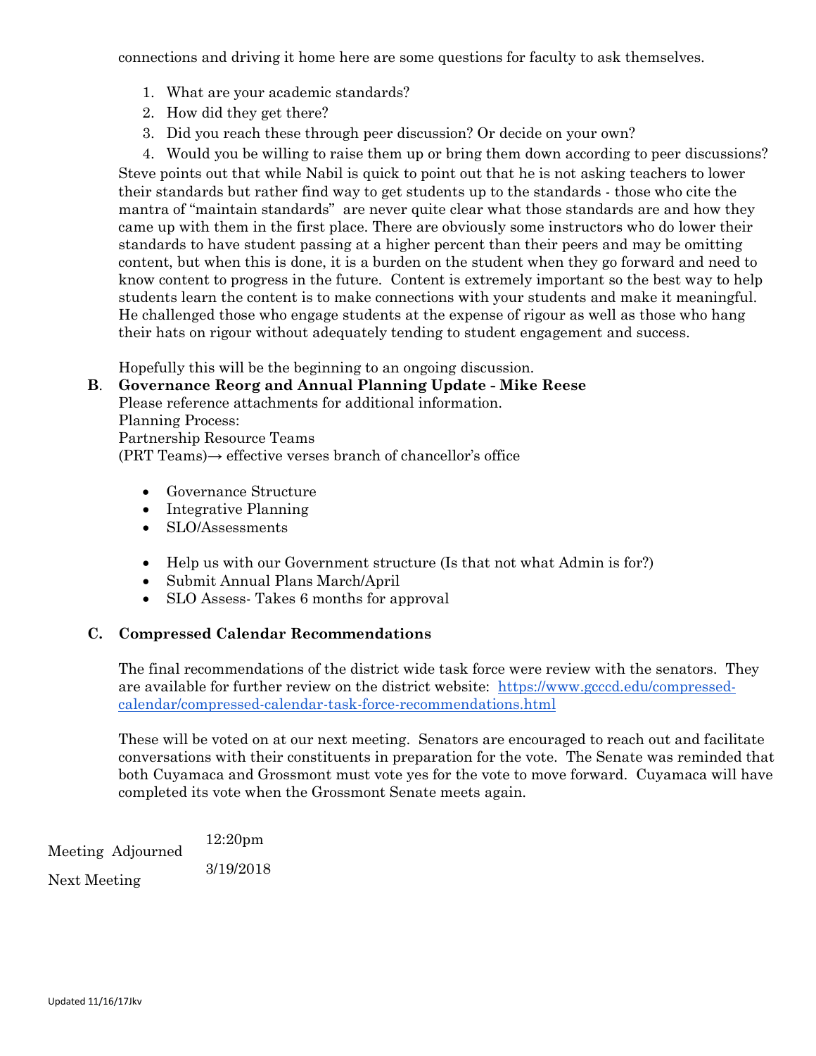connections and driving it home here are some questions for faculty to ask themselves.

1. What are your academic standards?
2. How did they get there?
3. Did you reach these through peer discussion? Or decide on your own?
4. Would you be willing to raise them up or bring them down according to peer discussions?

Steve points out that while Nabil is quick to point out that he is not asking teachers to lower their standards but rather find way to get students up to the standards - those who cite the mantra of "maintain standards" are never quite clear what those standards are and how they came up with them in the first place. There are obviously some instructors who do lower their standards to have student passing at a higher percent than their peers and may be omitting content, but when this is done, it is a burden on the student when they go forward and need to know content to progress in the future. Content is extremely important so the best way to help students learn the content is to make connections with your students and make it meaningful. He challenged those who engage students at the expense of rigour as well as those who hang their hats on rigour without adequately tending to student engagement and success.

Hopefully this will be the beginning to an ongoing discussion.

**B. Governance Reorg and Annual Planning Update - Mike Reese**

Please reference attachments for additional information.
Planning Process:
Partnership Resource Teams
(PRT Teams)→ effective verses branch of chancellor's office

- Governance Structure
- Integrative Planning
- SLO/Assessments

- Help us with our Government structure (Is that not what Admin is for?)
- Submit Annual Plans March/April
- SLO Assess- Takes 6 months for approval

**C. Compressed Calendar Recommendations**

The final recommendations of the district wide task force were review with the senators. They are available for further review on the district website: [https://www.gcccd.edu/compressed-calendar/compressed-calendar-task-force-recommendations.html](https://www.gcccd.edu/compressed-calendar/compressed-calendar-task-force-recommendations.html)

These will be voted on at our next meeting. Senators are encouraged to reach out and facilitate conversations with their constituents in preparation for the vote. The Senate was reminded that both Cuyamaca and Grossmont must vote yes for the vote to move forward. Cuyamaca will have completed its vote when the Grossmont Senate meets again.

| | |
|---|---|
| Meeting Adjourned | 12:20pm |
| Next Meeting | 3/19/2018 |

Updated 11/16/17Jkv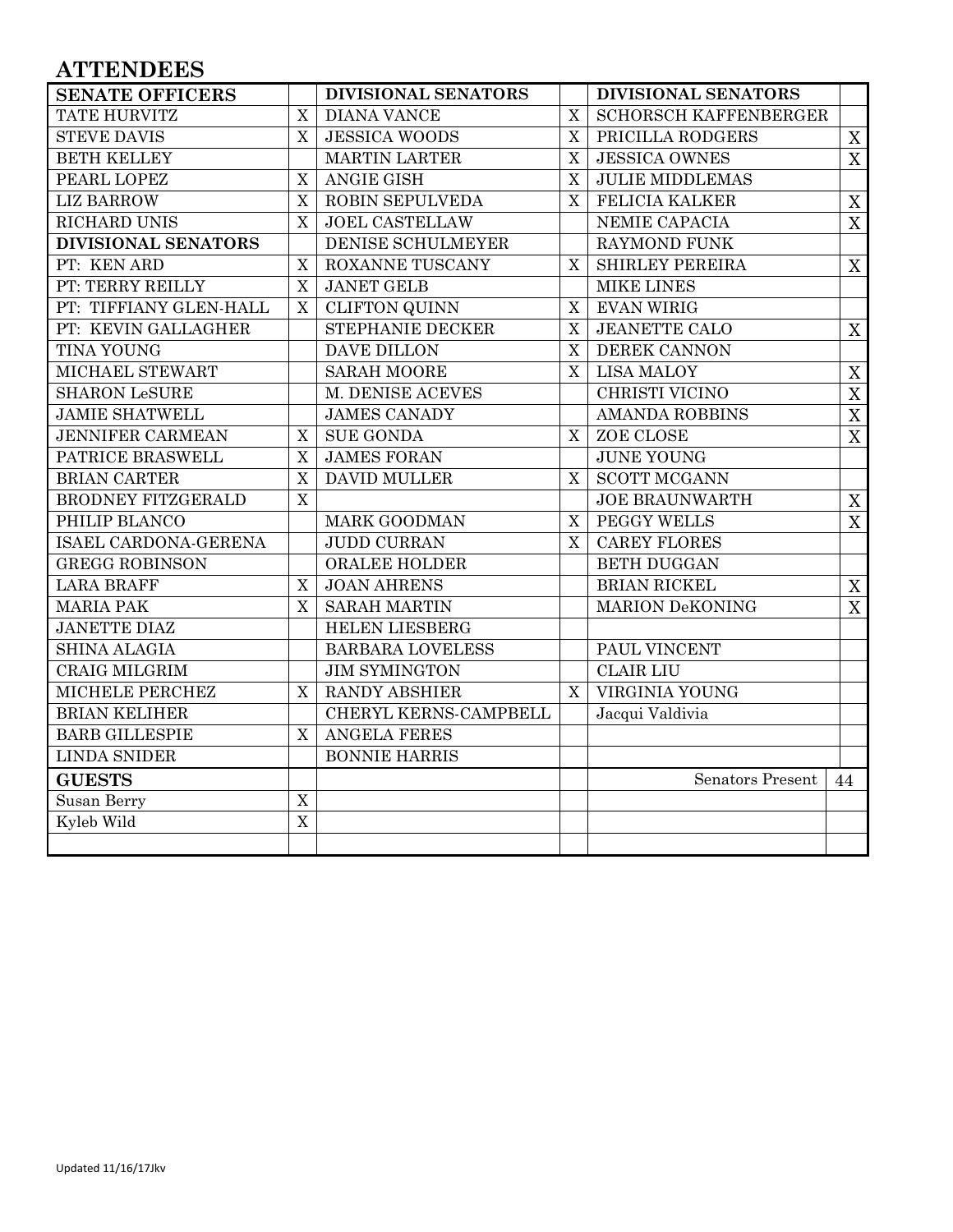## ATTENDEES

| SENATE OFFICERS | | DIVISIONAL SENATORS | | DIVISIONAL SENATORS | |
|---|---|---|---|---|---|
| TATE HURVITZ | X | DIANA VANCE | X | SCHORSCH KAFFENBERGER | |
| STEVE DAVIS | X | JESSICA WOODS | X | PRICILLA RODGERS | X |
| BETH KELLEY | | MARTIN LARTER | X | JESSICA OWNES | X |
| PEARL LOPEZ | X | ANGIE GISH | X | JULIE MIDDLEMAS | |
| LIZ BARROW | X | ROBIN SEPULVEDA | X | FELICIA KALKER | X |
| RICHARD UNIS | X | JOEL CASTELLAW | | NEMIE CAPACIA | X |
| **DIVISIONAL SENATORS** | | DENISE SCHULMEYER | | RAYMOND FUNK | |
| PT: KEN ARD | X | ROXANNE TUSCANY | X | SHIRLEY PEREIRA | X |
| PT: TERRY REILLY | X | JANET GELB | | MIKE LINES | |
| PT: TIFFIANY GLEN-HALL | X | CLIFTON QUINN | X | EVAN WIRIG | |
| PT: KEVIN GALLAGHER | | STEPHANIE DECKER | X | JEANETTE CALO | X |
| TINA YOUNG | | DAVE DILLON | X | DEREK CANNON | |
| MICHAEL STEWART | | SARAH MOORE | X | LISA MALOY | X |
| SHARON LeSURE | | M. DENISE ACEVES | | CHRISTI VICINO | X |
| JAMIE SHATWELL | | JAMES CANADY | | AMANDA ROBBINS | X |
| JENNIFER CARMEAN | X | SUE GONDA | X | ZOE CLOSE | X |
| PATRICE BRASWELL | X | JAMES FORAN | | JUNE YOUNG | |
| BRIAN CARTER | X | DAVID MULLER | X | SCOTT MCGANN | |
| BRODNEY FITZGERALD | X | | | JOE BRAUNWARTH | X |
| PHILIP BLANCO | | MARK GOODMAN | X | PEGGY WELLS | X |
| ISAEL CARDONA-GERENA | | JUDD CURRAN | X | CAREY FLORES | |
| GREGG ROBINSON | | ORALEE HOLDER | | BETH DUGGAN | |
| LARA BRAFF | X | JOAN AHRENS | | BRIAN RICKEL | X |
| MARIA PAK | X | SARAH MARTIN | | MARION DeKONING | X |
| JANETTE DIAZ | | HELEN LIESBERG | | | |
| SHINA ALAGIA | | BARBARA LOVELESS | | PAUL VINCENT | |
| CRAIG MILGRIM | | JIM SYMINGTON | | CLAIR LIU | |
| MICHELE PERCHEZ | X | RANDY ABSHIER | X | VIRGINIA YOUNG | |
| BRIAN KELIHER | | CHERYL KERNS-CAMPBELL | | Jacqui Valdivia | |
| BARB GILLESPIE | X | ANGELA FERES | | | |
| LINDA SNIDER | | BONNIE HARRIS | | | |
| **GUESTS** | | | | Senators Present | 44 |
| Susan Berry | X | | | | |
| Kyleb Wild | X | | | | |
| | | | | | |

Updated 11/16/17Jkv